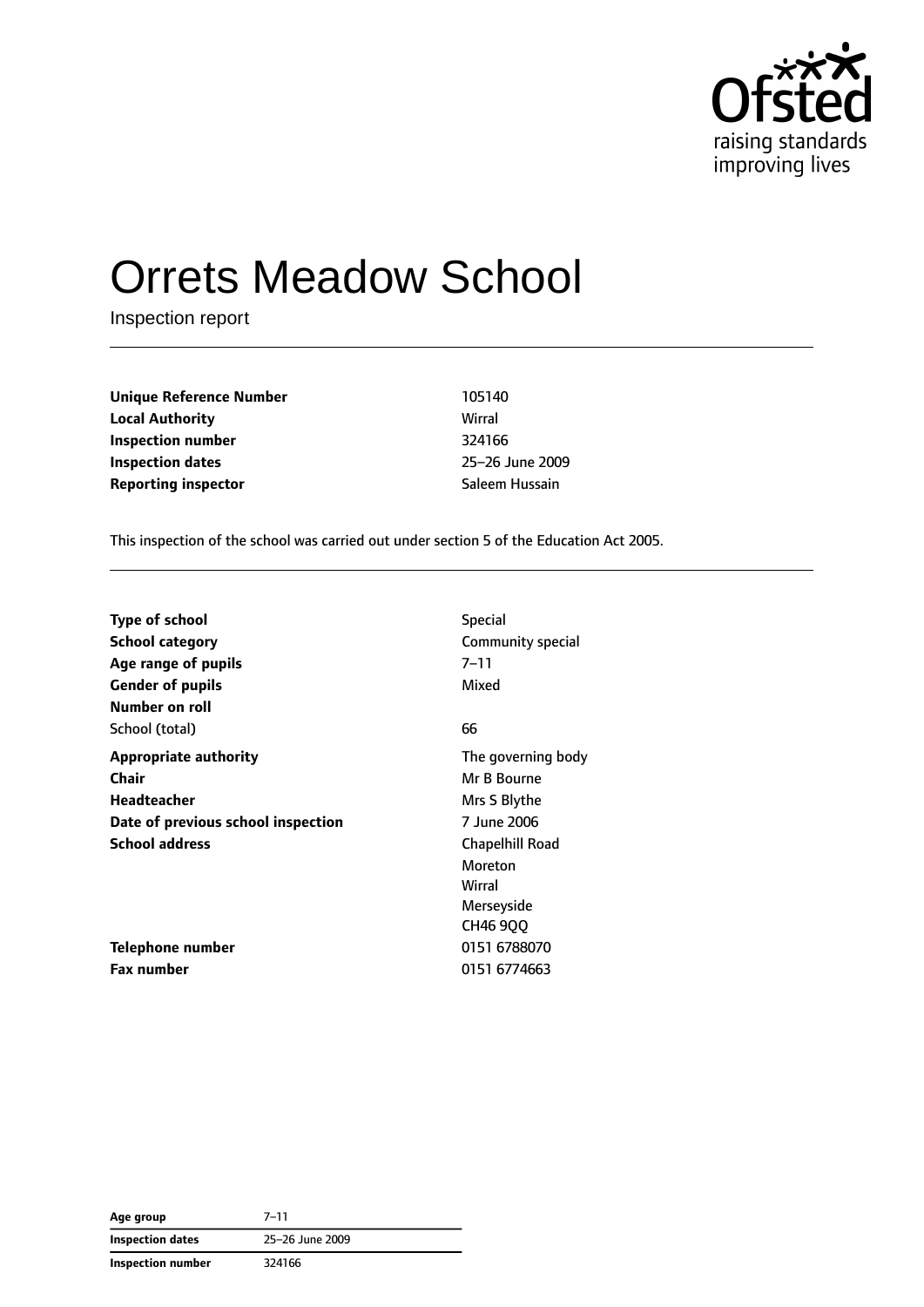Ofsted raising standards improving lives

# Orrets Meadow School

Inspection report

| | |
|---|---|
| **Unique Reference Number** | 105140 |
| **Local Authority** | Wirral |
| **Inspection number** | 324166 |
| **Inspection dates** | 25–26 June 2009 |
| **Reporting inspector** | Saleem Hussain |

This inspection of the school was carried out under section 5 of the Education Act 2005.

| | |
|---|---|
| **Type of school** | Special |
| **School category** | Community special |
| **Age range of pupils** | 7–11 |
| **Gender of pupils** | Mixed |
| **Number on roll** | |
| School (total) | 66 |
| **Appropriate authority** | The governing body |
| **Chair** | Mr B Bourne |
| **Headteacher** | Mrs S Blythe |
| **Date of previous school inspection** | 7 June 2006 |
| **School address** | Chapelhill Road<br>Moreton<br>Wirral<br>Merseyside<br>CH46 9QQ |
| **Telephone number** | 0151 6788070 |
| **Fax number** | 0151 6774663 |

| | |
|---|---|
| **Age group** | 7–11 |
| **Inspection dates** | 25–26 June 2009 |
| **Inspection number** | 324166 |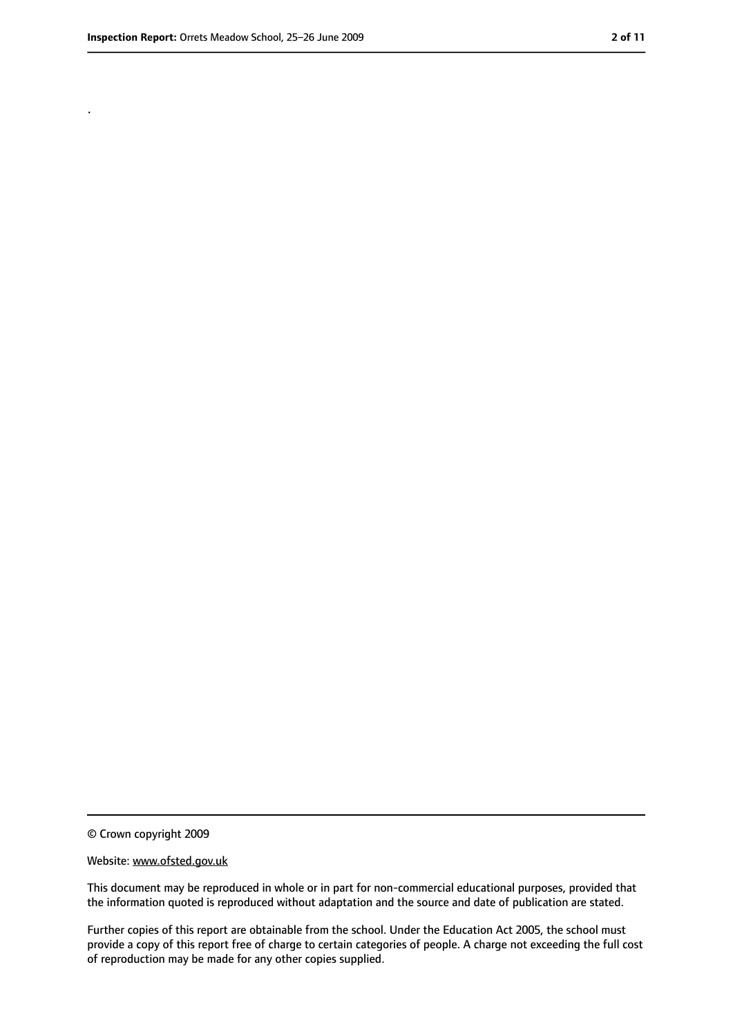.

© Crown copyright 2009

Website: www.ofsted.gov.uk

This document may be reproduced in whole or in part for non-commercial educational purposes, provided that the information quoted is reproduced without adaptation and the source and date of publication are stated.

Further copies of this report are obtainable from the school. Under the Education Act 2005, the school must provide a copy of this report free of charge to certain categories of people. A charge not exceeding the full cost of reproduction may be made for any other copies supplied.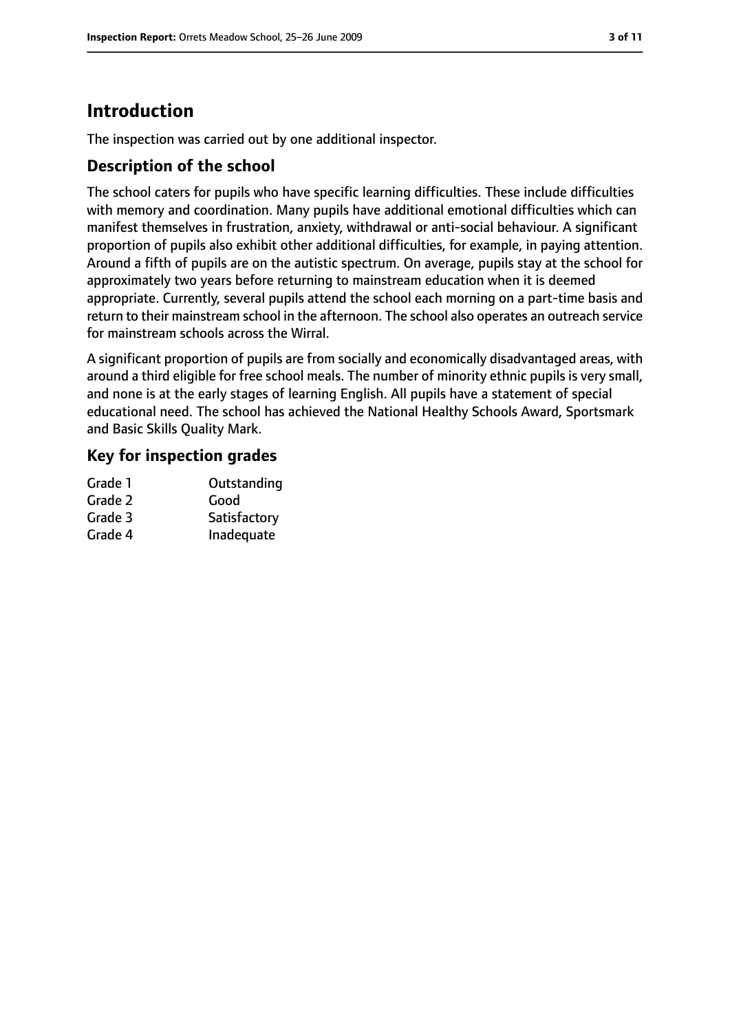# Introduction

The inspection was carried out by one additional inspector.

## Description of the school

The school caters for pupils who have specific learning difficulties. These include difficulties with memory and coordination. Many pupils have additional emotional difficulties which can manifest themselves in frustration, anxiety, withdrawal or anti-social behaviour. A significant proportion of pupils also exhibit other additional difficulties, for example, in paying attention. Around a fifth of pupils are on the autistic spectrum. On average, pupils stay at the school for approximately two years before returning to mainstream education when it is deemed appropriate. Currently, several pupils attend the school each morning on a part-time basis and return to their mainstream school in the afternoon. The school also operates an outreach service for mainstream schools across the Wirral.

A significant proportion of pupils are from socially and economically disadvantaged areas, with around a third eligible for free school meals. The number of minority ethnic pupils is very small, and none is at the early stages of learning English. All pupils have a statement of special educational need. The school has achieved the National Healthy Schools Award, Sportsmark and Basic Skills Quality Mark.

## Key for inspection grades

| | |
|---|---|
| Grade 1 | Outstanding |
| Grade 2 | Good |
| Grade 3 | Satisfactory |
| Grade 4 | Inadequate |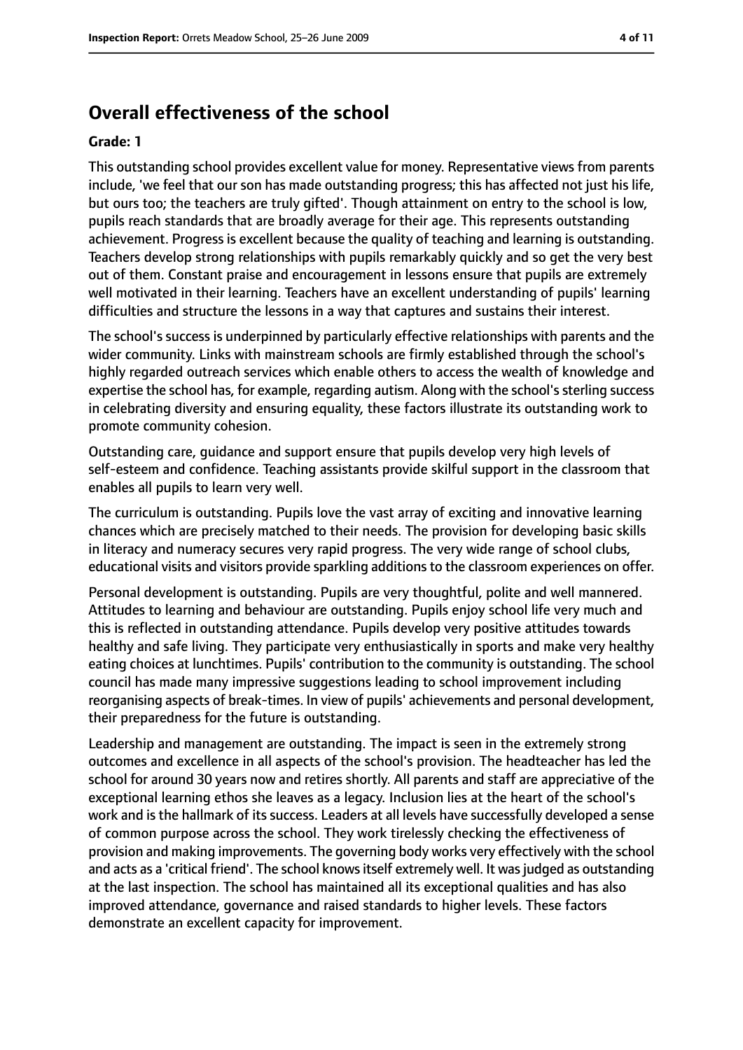## Overall effectiveness of the school

**Grade: 1**

This outstanding school provides excellent value for money. Representative views from parents include, 'we feel that our son has made outstanding progress; this has affected not just his life, but ours too; the teachers are truly gifted'. Though attainment on entry to the school is low, pupils reach standards that are broadly average for their age. This represents outstanding achievement. Progress is excellent because the quality of teaching and learning is outstanding. Teachers develop strong relationships with pupils remarkably quickly and so get the very best out of them. Constant praise and encouragement in lessons ensure that pupils are extremely well motivated in their learning. Teachers have an excellent understanding of pupils' learning difficulties and structure the lessons in a way that captures and sustains their interest.

The school's success is underpinned by particularly effective relationships with parents and the wider community. Links with mainstream schools are firmly established through the school's highly regarded outreach services which enable others to access the wealth of knowledge and expertise the school has, for example, regarding autism. Along with the school's sterling success in celebrating diversity and ensuring equality, these factors illustrate its outstanding work to promote community cohesion.

Outstanding care, guidance and support ensure that pupils develop very high levels of self-esteem and confidence. Teaching assistants provide skilful support in the classroom that enables all pupils to learn very well.

The curriculum is outstanding. Pupils love the vast array of exciting and innovative learning chances which are precisely matched to their needs. The provision for developing basic skills in literacy and numeracy secures very rapid progress. The very wide range of school clubs, educational visits and visitors provide sparkling additions to the classroom experiences on offer.

Personal development is outstanding. Pupils are very thoughtful, polite and well mannered. Attitudes to learning and behaviour are outstanding. Pupils enjoy school life very much and this is reflected in outstanding attendance. Pupils develop very positive attitudes towards healthy and safe living. They participate very enthusiastically in sports and make very healthy eating choices at lunchtimes. Pupils' contribution to the community is outstanding. The school council has made many impressive suggestions leading to school improvement including reorganising aspects of break-times. In view of pupils' achievements and personal development, their preparedness for the future is outstanding.

Leadership and management are outstanding. The impact is seen in the extremely strong outcomes and excellence in all aspects of the school's provision. The headteacher has led the school for around 30 years now and retires shortly. All parents and staff are appreciative of the exceptional learning ethos she leaves as a legacy. Inclusion lies at the heart of the school's work and is the hallmark of its success. Leaders at all levels have successfully developed a sense of common purpose across the school. They work tirelessly checking the effectiveness of provision and making improvements. The governing body works very effectively with the school and acts as a 'critical friend'. The school knows itself extremely well. It was judged as outstanding at the last inspection. The school has maintained all its exceptional qualities and has also improved attendance, governance and raised standards to higher levels. These factors demonstrate an excellent capacity for improvement.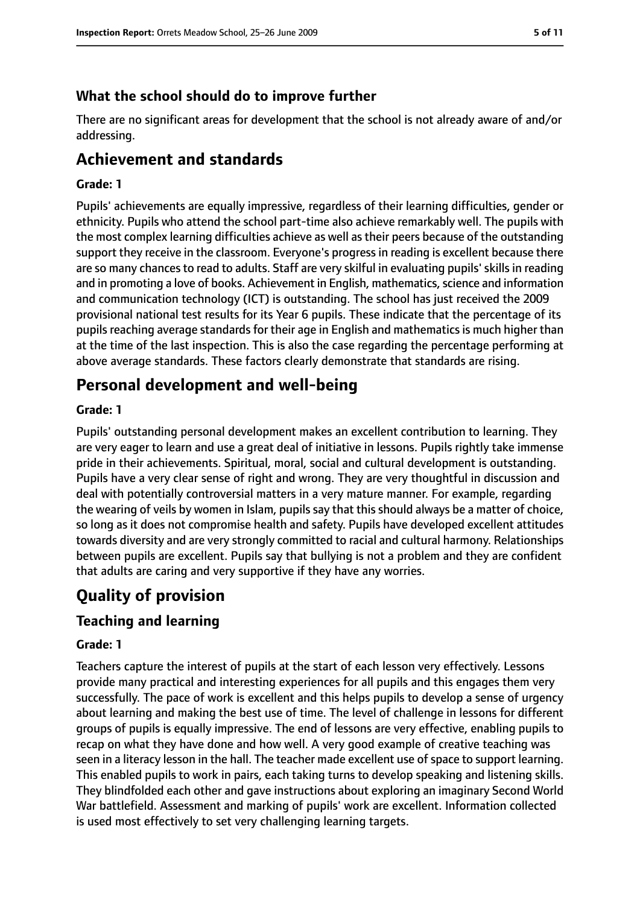### What the school should do to improve further

There are no significant areas for development that the school is not already aware of and/or addressing.

## Achievement and standards

**Grade: 1**

Pupils' achievements are equally impressive, regardless of their learning difficulties, gender or ethnicity. Pupils who attend the school part-time also achieve remarkably well. The pupils with the most complex learning difficulties achieve as well as their peers because of the outstanding support they receive in the classroom. Everyone's progress in reading is excellent because there are so many chances to read to adults. Staff are very skilful in evaluating pupils' skills in reading and in promoting a love of books. Achievement in English, mathematics, science and information and communication technology (ICT) is outstanding. The school has just received the 2009 provisional national test results for its Year 6 pupils. These indicate that the percentage of its pupils reaching average standards for their age in English and mathematics is much higher than at the time of the last inspection. This is also the case regarding the percentage performing at above average standards. These factors clearly demonstrate that standards are rising.

## Personal development and well-being

**Grade: 1**

Pupils' outstanding personal development makes an excellent contribution to learning. They are very eager to learn and use a great deal of initiative in lessons. Pupils rightly take immense pride in their achievements. Spiritual, moral, social and cultural development is outstanding. Pupils have a very clear sense of right and wrong. They are very thoughtful in discussion and deal with potentially controversial matters in a very mature manner. For example, regarding the wearing of veils by women in Islam, pupils say that this should always be a matter of choice, so long as it does not compromise health and safety. Pupils have developed excellent attitudes towards diversity and are very strongly committed to racial and cultural harmony. Relationships between pupils are excellent. Pupils say that bullying is not a problem and they are confident that adults are caring and very supportive if they have any worries.

# Quality of provision

### Teaching and learning

**Grade: 1**

Teachers capture the interest of pupils at the start of each lesson very effectively. Lessons provide many practical and interesting experiences for all pupils and this engages them very successfully. The pace of work is excellent and this helps pupils to develop a sense of urgency about learning and making the best use of time. The level of challenge in lessons for different groups of pupils is equally impressive. The end of lessons are very effective, enabling pupils to recap on what they have done and how well. A very good example of creative teaching was seen in a literacy lesson in the hall. The teacher made excellent use of space to support learning. This enabled pupils to work in pairs, each taking turns to develop speaking and listening skills. They blindfolded each other and gave instructions about exploring an imaginary Second World War battlefield. Assessment and marking of pupils' work are excellent. Information collected is used most effectively to set very challenging learning targets.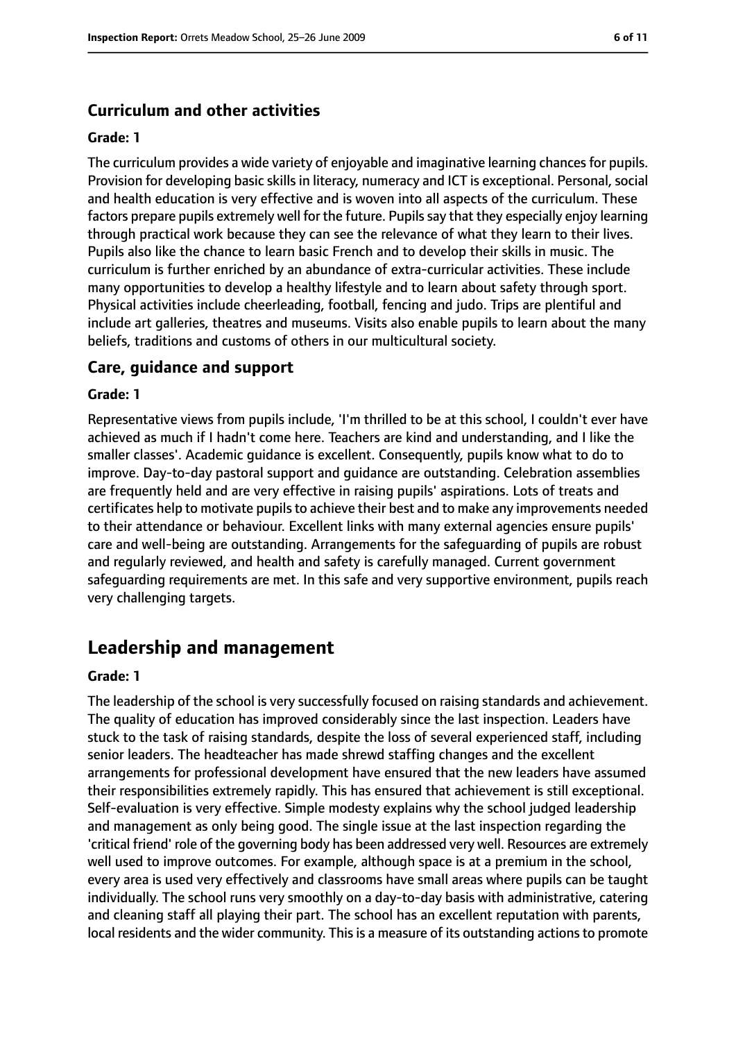### Curriculum and other activities

#### Grade: 1

The curriculum provides a wide variety of enjoyable and imaginative learning chances for pupils. Provision for developing basic skills in literacy, numeracy and ICT is exceptional. Personal, social and health education is very effective and is woven into all aspects of the curriculum. These factors prepare pupils extremely well for the future. Pupils say that they especially enjoy learning through practical work because they can see the relevance of what they learn to their lives. Pupils also like the chance to learn basic French and to develop their skills in music. The curriculum is further enriched by an abundance of extra-curricular activities. These include many opportunities to develop a healthy lifestyle and to learn about safety through sport. Physical activities include cheerleading, football, fencing and judo. Trips are plentiful and include art galleries, theatres and museums. Visits also enable pupils to learn about the many beliefs, traditions and customs of others in our multicultural society.

### Care, guidance and support

#### Grade: 1

Representative views from pupils include, 'I'm thrilled to be at this school, I couldn't ever have achieved as much if I hadn't come here. Teachers are kind and understanding, and I like the smaller classes'. Academic guidance is excellent. Consequently, pupils know what to do to improve. Day-to-day pastoral support and guidance are outstanding. Celebration assemblies are frequently held and are very effective in raising pupils' aspirations. Lots of treats and certificates help to motivate pupils to achieve their best and to make any improvements needed to their attendance or behaviour. Excellent links with many external agencies ensure pupils' care and well-being are outstanding. Arrangements for the safeguarding of pupils are robust and regularly reviewed, and health and safety is carefully managed. Current government safeguarding requirements are met. In this safe and very supportive environment, pupils reach very challenging targets.

## Leadership and management

#### Grade: 1

The leadership of the school is very successfully focused on raising standards and achievement. The quality of education has improved considerably since the last inspection. Leaders have stuck to the task of raising standards, despite the loss of several experienced staff, including senior leaders. The headteacher has made shrewd staffing changes and the excellent arrangements for professional development have ensured that the new leaders have assumed their responsibilities extremely rapidly. This has ensured that achievement is still exceptional. Self-evaluation is very effective. Simple modesty explains why the school judged leadership and management as only being good. The single issue at the last inspection regarding the 'critical friend' role of the governing body has been addressed very well. Resources are extremely well used to improve outcomes. For example, although space is at a premium in the school, every area is used very effectively and classrooms have small areas where pupils can be taught individually. The school runs very smoothly on a day-to-day basis with administrative, catering and cleaning staff all playing their part. The school has an excellent reputation with parents, local residents and the wider community. This is a measure of its outstanding actions to promote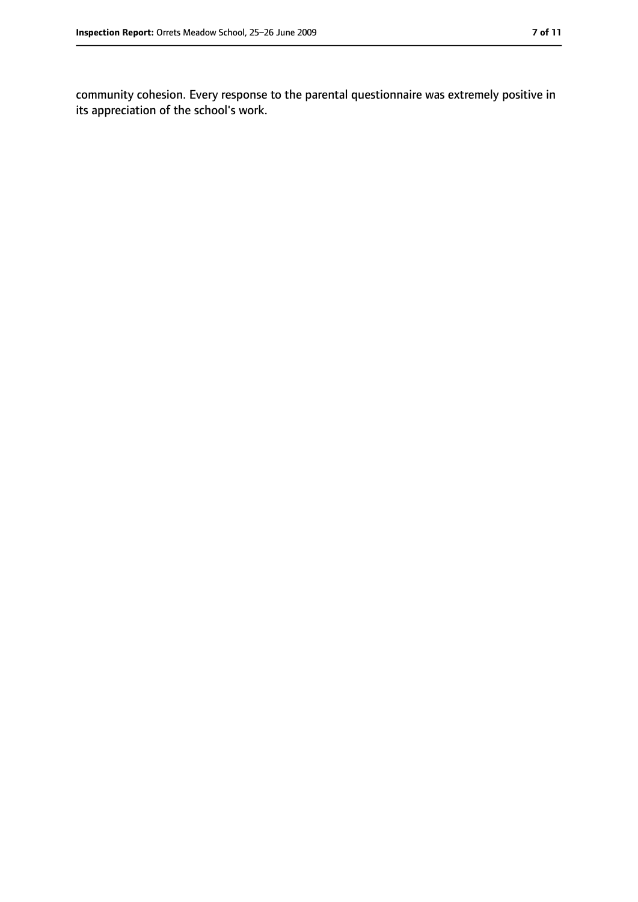community cohesion. Every response to the parental questionnaire was extremely positive in its appreciation of the school's work.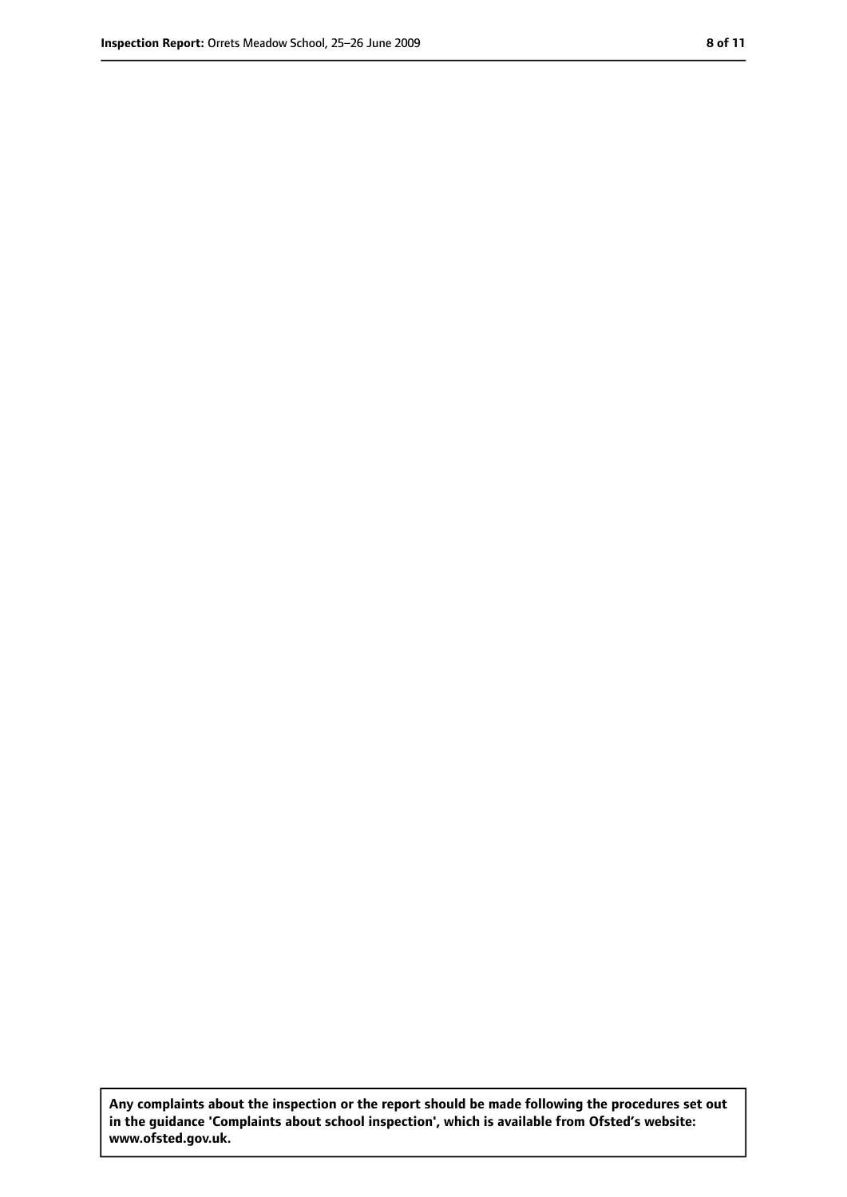**Any complaints about the inspection or the report should be made following the procedures set out in the guidance 'Complaints about school inspection', which is available from Ofsted's website: www.ofsted.gov.uk.**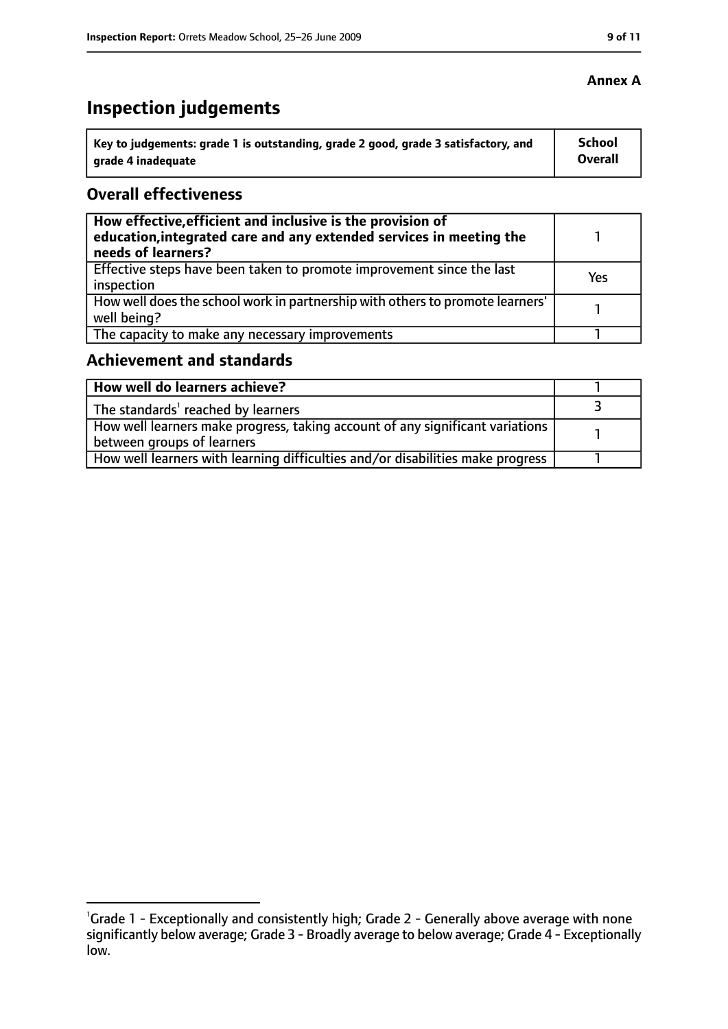**Annex A**

# Inspection judgements

| Key to judgements: grade 1 is outstanding, grade 2 good, grade 3 satisfactory, and grade 4 inadequate | School Overall |
|---|---|

## Overall effectiveness

| | |
|---|---|
| **How effective, efficient and inclusive is the provision of education, integrated care and any extended services in meeting the needs of learners?** | 1 |
| Effective steps have been taken to promote improvement since the last inspection | Yes |
| How well does the school work in partnership with others to promote learners' well being? | 1 |
| The capacity to make any necessary improvements | 1 |

## Achievement and standards

| | |
|---|---|
| **How well do learners achieve?** | 1 |
| The standards[1] reached by learners | 3 |
| How well learners make progress, taking account of any significant variations between groups of learners | 1 |
| How well learners with learning difficulties and/or disabilities make progress | 1 |

[1]Grade 1 - Exceptionally and consistently high; Grade 2 - Generally above average with none significantly below average; Grade 3 - Broadly average to below average; Grade 4 - Exceptionally low.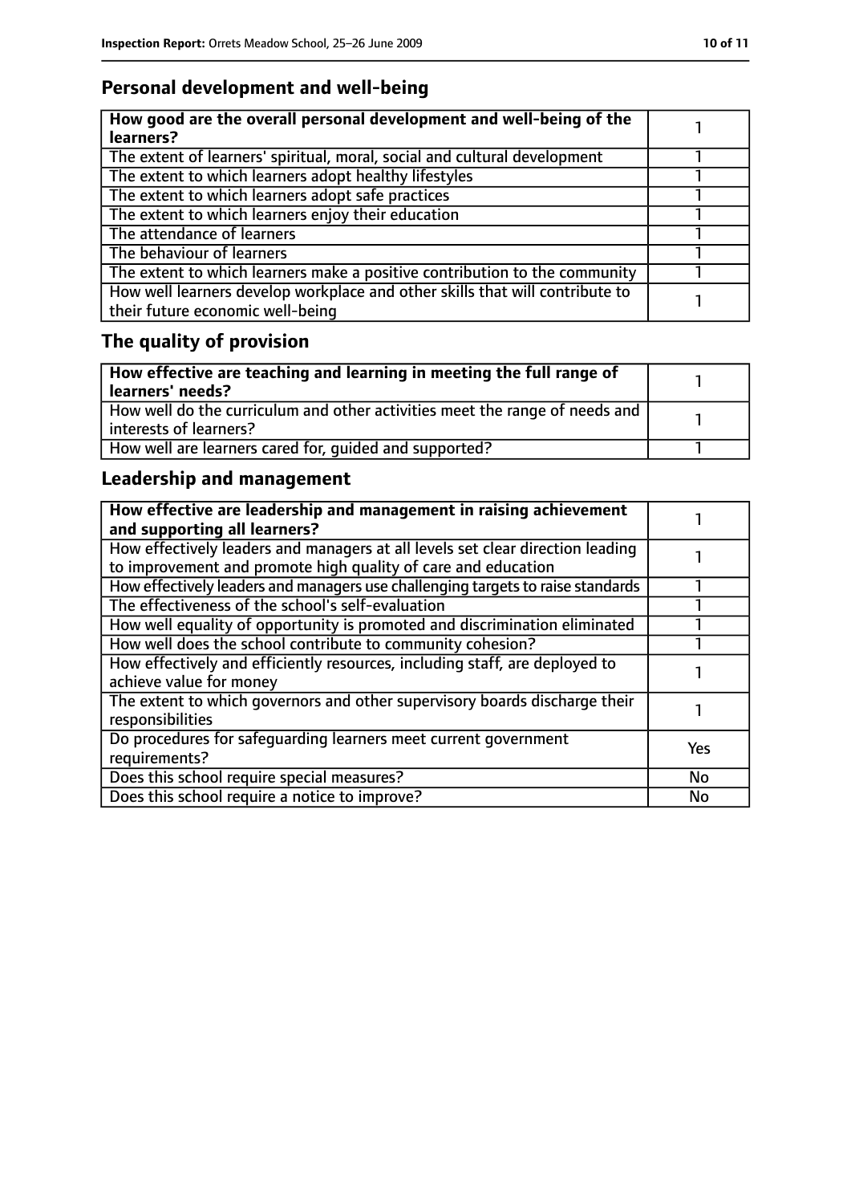## Personal development and well-being

| | |
|---|---|
| **How good are the overall personal development and well-being of the learners?** | 1 |
| The extent of learners' spiritual, moral, social and cultural development | 1 |
| The extent to which learners adopt healthy lifestyles | 1 |
| The extent to which learners adopt safe practices | 1 |
| The extent to which learners enjoy their education | 1 |
| The attendance of learners | 1 |
| The behaviour of learners | 1 |
| The extent to which learners make a positive contribution to the community | 1 |
| How well learners develop workplace and other skills that will contribute to their future economic well-being | 1 |

## The quality of provision

| | |
|---|---|
| **How effective are teaching and learning in meeting the full range of learners' needs?** | 1 |
| How well do the curriculum and other activities meet the range of needs and interests of learners? | 1 |
| How well are learners cared for, guided and supported? | 1 |

## Leadership and management

| | |
|---|---|
| **How effective are leadership and management in raising achievement and supporting all learners?** | 1 |
| How effectively leaders and managers at all levels set clear direction leading to improvement and promote high quality of care and education | 1 |
| How effectively leaders and managers use challenging targets to raise standards | 1 |
| The effectiveness of the school's self-evaluation | 1 |
| How well equality of opportunity is promoted and discrimination eliminated | 1 |
| How well does the school contribute to community cohesion? | 1 |
| How effectively and efficiently resources, including staff, are deployed to achieve value for money | 1 |
| The extent to which governors and other supervisory boards discharge their responsibilities | 1 |
| Do procedures for safeguarding learners meet current government requirements? | Yes |
| Does this school require special measures? | No |
| Does this school require a notice to improve? | No |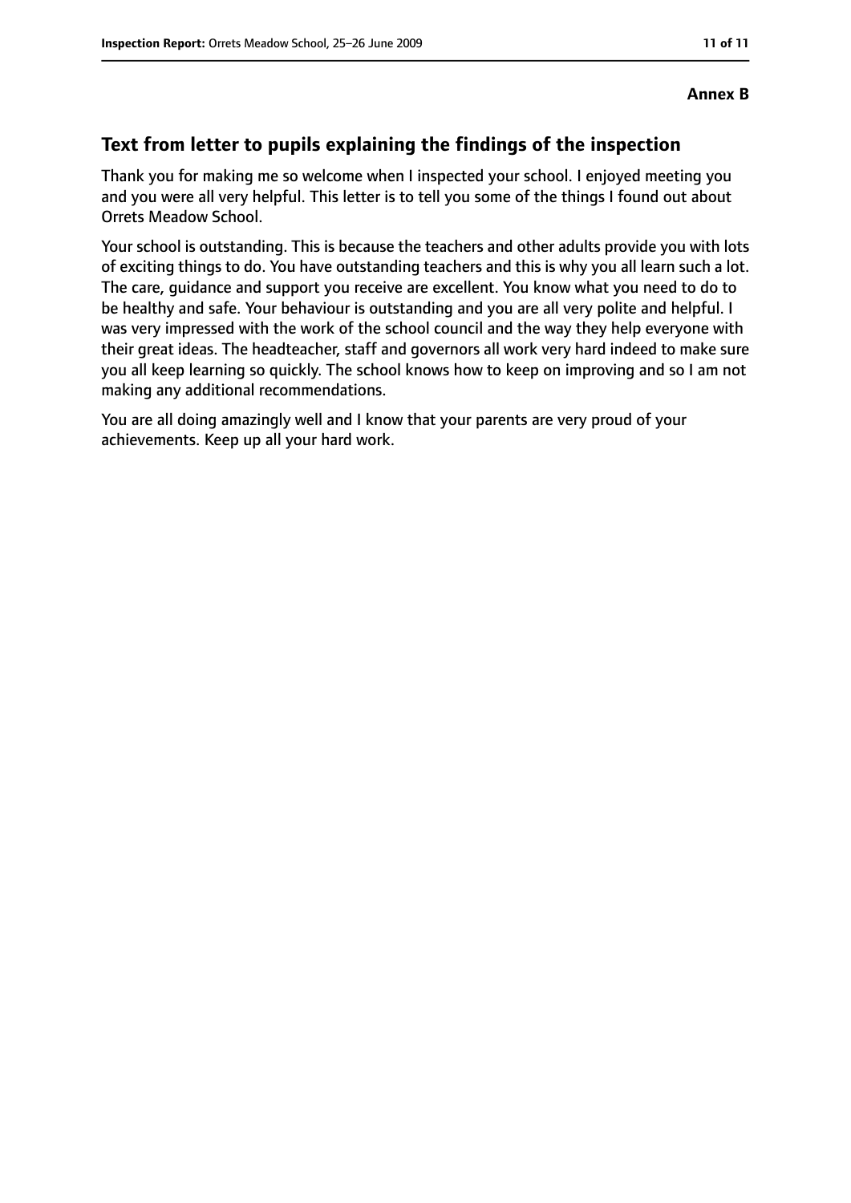**Annex B**

## Text from letter to pupils explaining the findings of the inspection

Thank you for making me so welcome when I inspected your school. I enjoyed meeting you and you were all very helpful. This letter is to tell you some of the things I found out about Orrets Meadow School.

Your school is outstanding. This is because the teachers and other adults provide you with lots of exciting things to do. You have outstanding teachers and this is why you all learn such a lot. The care, guidance and support you receive are excellent. You know what you need to do to be healthy and safe. Your behaviour is outstanding and you are all very polite and helpful. I was very impressed with the work of the school council and the way they help everyone with their great ideas. The headteacher, staff and governors all work very hard indeed to make sure you all keep learning so quickly. The school knows how to keep on improving and so I am not making any additional recommendations.

You are all doing amazingly well and I know that your parents are very proud of your achievements. Keep up all your hard work.